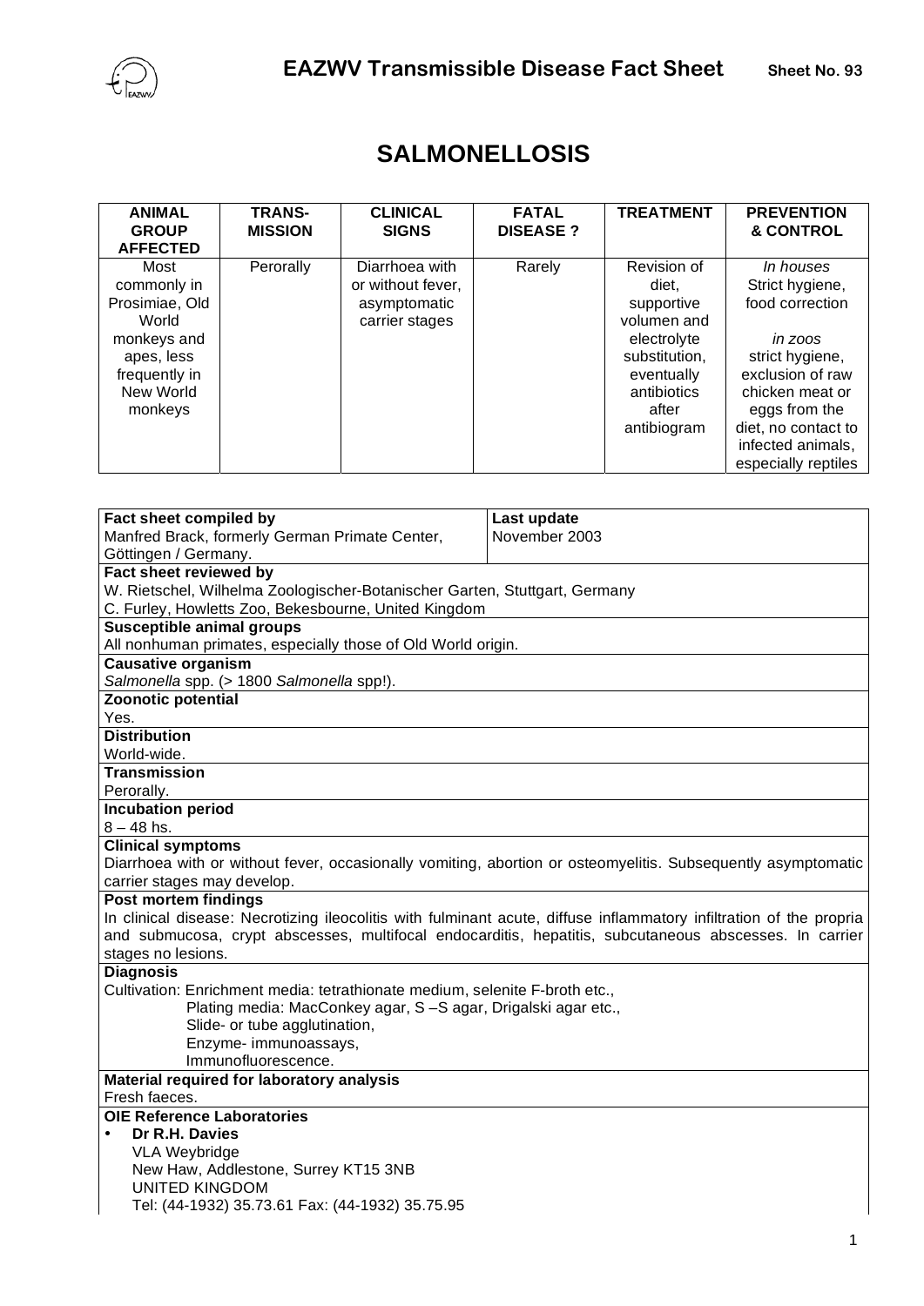# EAZWV Transmissible Disease Fact Sheet

**Sheet No. 93**

# SALMONELLOSIS

| ANIMAL GROUP AFFECTED | TRANS-MISSION | CLINICAL SIGNS | FATAL DISEASE ? | TREATMENT | PREVENTION & CONTROL |
|---|---|---|---|---|---|
| Most commonly in Prosimiae, Old World monkeys and apes, less frequently in New World monkeys | Perorally | Diarrhoea with or without fever, asymptomatic carrier stages | Rarely | Revision of diet, supportive volumen and electrolyte substitution, eventually antibiotics after antibiogram | *In houses* Strict hygiene, food correction<br><br>*in zoos* strict hygiene, exclusion of raw chicken meat or eggs from the diet, no contact to infected animals, especially reptiles |

| **Fact sheet compiled by** | **Last update** |
|---|---|
| Manfred Brack, formerly German Primate Center, Göttingen / Germany. | November 2003 |

**Fact sheet reviewed by**
W. Rietschel, Wilhelma Zoologischer-Botanischer Garten, Stuttgart, Germany
C. Furley, Howletts Zoo, Bekesbourne, United Kingdom

**Susceptible animal groups**
All nonhuman primates, especially those of Old World origin.

**Causative organism**
*Salmonella* spp. (> 1800 *Salmonella* spp!).

**Zoonotic potential**
Yes.

**Distribution**
World-wide.

**Transmission**
Perorally.

**Incubation period**
8 – 48 hs.

**Clinical symptoms**
Diarrhoea with or without fever, occasionally vomiting, abortion or osteomyelitis. Subsequently asymptomatic carrier stages may develop.

**Post mortem findings**
In clinical disease: Necrotizing ileocolitis with fulminant acute, diffuse inflammatory infiltration of the propria and submucosa, crypt abscesses, multifocal endocarditis, hepatitis, subcutaneous abscesses. In carrier stages no lesions.

**Diagnosis**
Cultivation: Enrichment media: tetrathionate medium, selenite F-broth etc.,
Plating media: MacConkey agar, S –S agar, Drigalski agar etc.,
Slide- or tube agglutination,
Enzyme- immunoassays,
Immunofluorescence.

**Material required for laboratory analysis**
Fresh faeces.

**OIE Reference Laboratories**

- **Dr R.H. Davies**
  VLA Weybridge
  New Haw, Addlestone, Surrey KT15 3NB
  UNITED KINGDOM
  Tel: (44-1932) 35.73.61 Fax: (44-1932) 35.75.95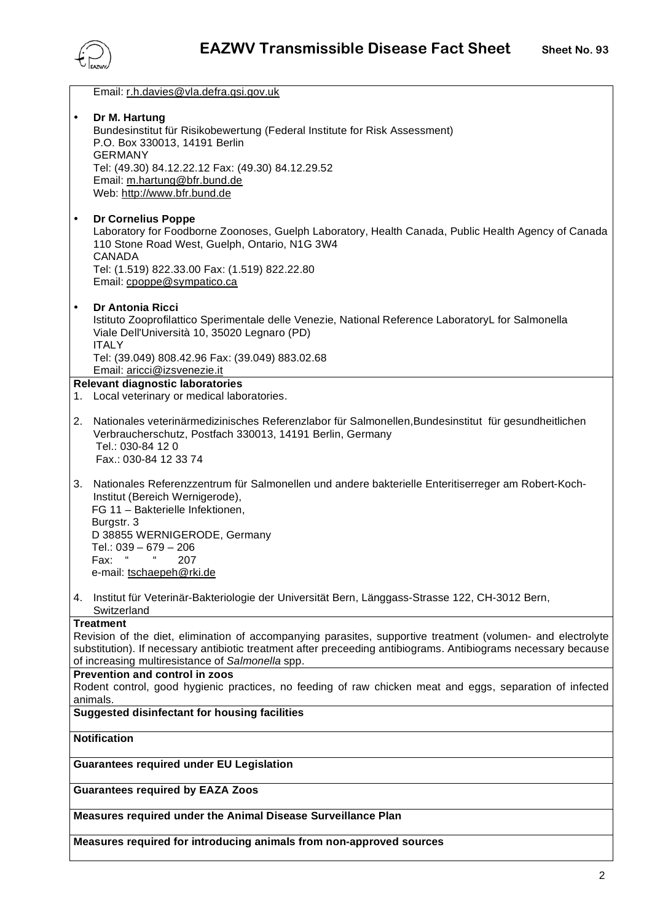Email: r.h.davies@vla.defra.gsi.gov.uk

- **Dr M. Hartung**
  Bundesinstitut für Risikobewertung (Federal Institute for Risk Assessment)
  P.O. Box 330013, 14191 Berlin
  GERMANY
  Tel: (49.30) 84.12.22.12 Fax: (49.30) 84.12.29.52
  Email: m.hartung@bfr.bund.de
  Web: http://www.bfr.bund.de

- **Dr Cornelius Poppe**
  Laboratory for Foodborne Zoonoses, Guelph Laboratory, Health Canada, Public Health Agency of Canada
  110 Stone Road West, Guelph, Ontario, N1G 3W4
  CANADA
  Tel: (1.519) 822.33.00 Fax: (1.519) 822.22.80
  Email: cpoppe@sympatico.ca

- **Dr Antonia Ricci**
  Istituto Zooprofilattico Sperimentale delle Venezie, National Reference LaboratoryL for Salmonella
  Viale Dell'Università 10, 35020 Legnaro (PD)
  ITALY
  Tel: (39.049) 808.42.96 Fax: (39.049) 883.02.68
  Email: aricci@izsvenezie.it

**Relevant diagnostic laboratories**

1. Local veterinary or medical laboratories.

2. Nationales veterinärmedizinisches Referenzlabor für Salmonellen,Bundesinstitut für gesundheitlichen Verbraucherschutz, Postfach 330013, 14191 Berlin, Germany
   Tel.: 030-84 12 0
   Fax.: 030-84 12 33 74

3. Nationales Referenzzentrum für Salmonellen und andere bakterielle Enteritiserreger am Robert-Koch-Institut (Bereich Wernigerode),
   FG 11 – Bakterielle Infektionen,
   Burgstr. 3
   D 38855 WERNIGERODE, Germany
   Tel.: 039 – 679 – 206
   Fax: " " 207
   e-mail: tschaepeh@rki.de

4. Institut für Veterinär-Bakteriologie der Universität Bern, Länggass-Strasse 122, CH-3012 Bern, Switzerland

**Treatment**

Revision of the diet, elimination of accompanying parasites, supportive treatment (volumen- and electrolyte substitution). If necessary antibiotic treatment after preceeding antibiograms. Antibiograms necessary because of increasing multiresistance of *Salmonella* spp.

**Prevention and control in zoos**

Rodent control, good hygienic practices, no feeding of raw chicken meat and eggs, separation of infected animals.

**Suggested disinfectant for housing facilities**

**Notification**

**Guarantees required under EU Legislation**

**Guarantees required by EAZA Zoos**

**Measures required under the Animal Disease Surveillance Plan**

**Measures required for introducing animals from non-approved sources**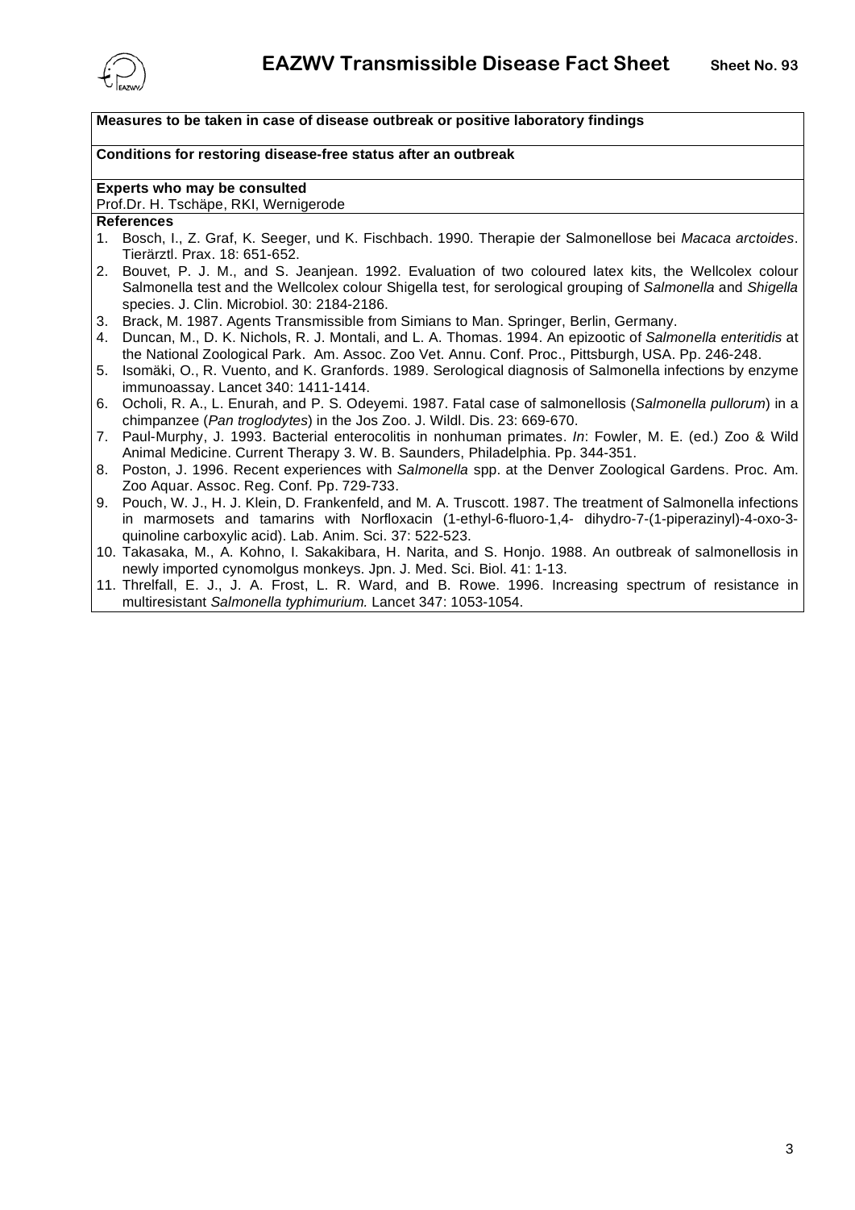**Measures to be taken in case of disease outbreak or positive laboratory findings**

**Conditions for restoring disease-free status after an outbreak**

**Experts who may be consulted**

Prof.Dr. H. Tschäpe, RKI, Wernigerode

**References**

1. Bosch, I., Z. Graf, K. Seeger, und K. Fischbach. 1990. Therapie der Salmonellose bei *Macaca arctoides*. Tierärztl. Prax. 18: 651-652.
2. Bouvet, P. J. M., and S. Jeanjean. 1992. Evaluation of two coloured latex kits, the Wellcolex colour Salmonella test and the Wellcolex colour Shigella test, for serological grouping of *Salmonella* and *Shigella* species. J. Clin. Microbiol. 30: 2184-2186.
3. Brack, M. 1987. Agents Transmissible from Simians to Man. Springer, Berlin, Germany.
4. Duncan, M., D. K. Nichols, R. J. Montali, and L. A. Thomas. 1994. An epizootic of *Salmonella enteritidis* at the National Zoological Park. Am. Assoc. Zoo Vet. Annu. Conf. Proc., Pittsburgh, USA. Pp. 246-248.
5. Isomäki, O., R. Vuento, and K. Granfords. 1989. Serological diagnosis of Salmonella infections by enzyme immunoassay. Lancet 340: 1411-1414.
6. Ocholi, R. A., L. Enurah, and P. S. Odeyemi. 1987. Fatal case of salmonellosis (*Salmonella pullorum*) in a chimpanzee (*Pan troglodytes*) in the Jos Zoo. J. Wildl. Dis. 23: 669-670.
7. Paul-Murphy, J. 1993. Bacterial enterocolitis in nonhuman primates. *In*: Fowler, M. E. (ed.) Zoo & Wild Animal Medicine. Current Therapy 3. W. B. Saunders, Philadelphia. Pp. 344-351.
8. Poston, J. 1996. Recent experiences with *Salmonella* spp. at the Denver Zoological Gardens. Proc. Am. Zoo Aquar. Assoc. Reg. Conf. Pp. 729-733.
9. Pouch, W. J., H. J. Klein, D. Frankenfeld, and M. A. Truscott. 1987. The treatment of Salmonella infections in marmosets and tamarins with Norfloxacin (1-ethyl-6-fluoro-1,4- dihydro-7-(1-piperazinyl)-4-oxo-3-quinoline carboxylic acid). Lab. Anim. Sci. 37: 522-523.
10. Takasaka, M., A. Kohno, I. Sakakibara, H. Narita, and S. Honjo. 1988. An outbreak of salmonellosis in newly imported cynomolgus monkeys. Jpn. J. Med. Sci. Biol. 41: 1-13.
11. Threlfall, E. J., J. A. Frost, L. R. Ward, and B. Rowe. 1996. Increasing spectrum of resistance in multiresistant *Salmonella typhimurium.* Lancet 347: 1053-1054.